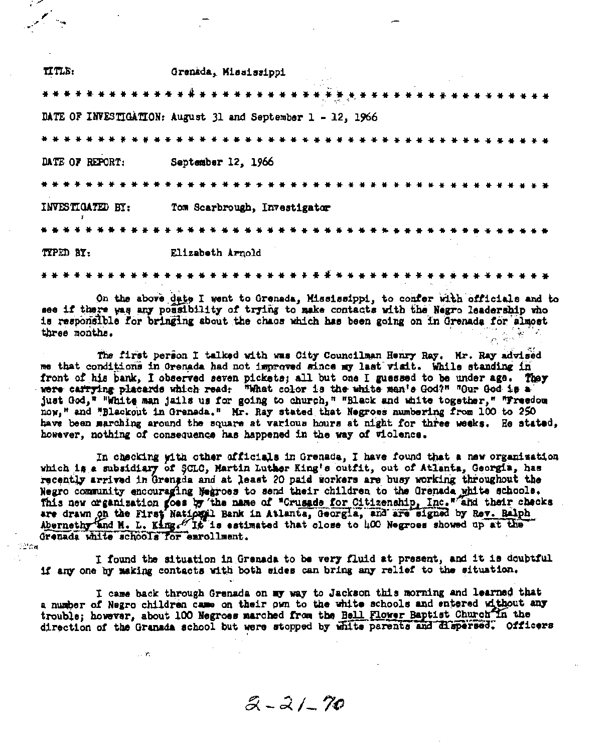TITLE: Grenada, Mississippi

* * * * * * * * * * * * * * * * * * * * * * * * * * * * * * * * * * * * * * * * * * * * * *

DATE OF INVESTIGATION: August 31 and September 1 - 12, 1966

* * * * * * * * * * * * * * * * * * * * * * * * * * * * * * * * * * * * * * * * * * * * * *

DATE OF REPORT: September 12, 1966

* * * * * * * * * * * * * * * * * * * * * * * * * * * * * * * * * * * * * * * * * * * * * *

INVESTIGATED BY: Tom Scarbrough, Investigator

* * * * * * * * * * * * * * * * * * * * * * * * * * * * * * * * * * * * * * * * * * * * * *

TYPED BY: Elizabeth Arnold

* * * * * * * * * * * * * * * * * * * * * * * * * * * * * * * * * * * * * * * * * * * * * *

On the above date I went to Grenada, Mississippi, to confer with officials and to see if there was any possibility of trying to make contacts with the Negro leadership who is responsible for bringing about the chaos which has been going on in Grenada for almost three months.

The first person I talked with was City Councilman Henry Ray. Mr. Ray advised me that conditions in Grenada had not improved since my last visit. While standing in front of his bank, I observed seven pickets; all but one I guessed to be under age. They were carrying placards which read: "What color is the white man's God?" "Our God is a just God," "White man jails us for going to church," "Black and white together," "Freedom now," and "Blackout in Grenada." Mr. Ray stated that Negroes numbering from 100 to 250 have been marching around the square at various hours at night for three weeks. He stated, however, nothing of consequence has happened in the way of violence.

In checking with other officials in Grenada, I have found that a new organization which is a subsidiary of SCLC, Martin Luther King's outfit, out of Atlanta, Georgia, has recently arrived in Grenada and at least 20 paid workers are busy working throughout the Negro community encouraging Negroes to send their children to the Grenada white schools. This new organization goes by the name of "Crusade for Citizenship, Inc." and their checks are drawn on the First National Bank in Atlanta, Georgia, and are signed by Rev. Ralph Abernethy and M. L. King. It is estimated that close to 400 Negroes showed up at the Grenada white schools for enrollment.

I found the situation in Grenada to be very fluid at present, and it is doubtful if any one by making contacts with both sides can bring any relief to the situation.

I came back through Grenada on my way to Jackson this morning and learned that a number of Negro children came on their own to the white schools and entered without any trouble; however, about 100 Negroes marched from the Bell Flower Baptist Church in the direction of the Granada school but were stopped by white parents and dispersed. Officers

2-21-70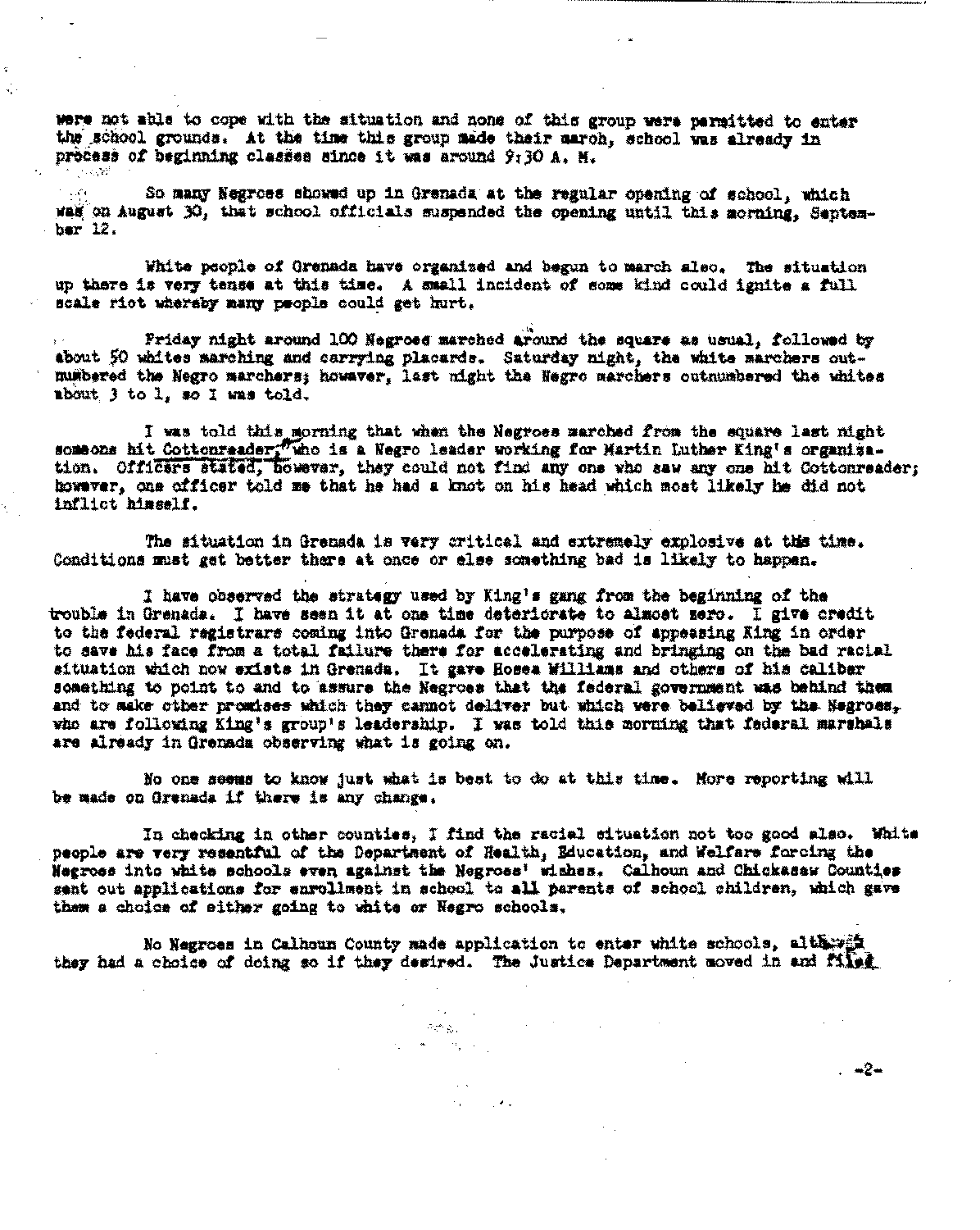were not able to cope with the situation and none of this group were permitted to enter the school grounds. At the time this group made their march, school was already in process of beginning classes since it was around 9:30 A. M.

So many Negroes showed up in Grenada at the regular opening of school, which was on August 30, that school officials suspended the opening until this morning, September 12.

White people of Grenada have organized and begun to march also. The situation up there is very tense at this time. A small incident of some kind could ignite a full scale riot whereby many people could get hurt.

Friday night around 100 Negroes marched around the square as usual, followed by about 50 whites marching and carrying placards. Saturday night, the white marchers outnumbered the Negro marchers; however, last night the Negro marchers outnumbered the whites about 3 to 1, so I was told.

I was told this morning that when the Negroes marched from the square last night someone hit Cottonreader, who is a Negro leader working for Martin Luther King's organization. Officers stated, however, they could not find any one who saw any one hit Cottonreader; however, one officer told me that he had a knot on his head which most likely he did not inflict himself.

The situation in Grenada is very critical and extremely explosive at this time. Conditions must get better there at once or else something bad is likely to happen.

I have observed the strategy used by King's gang from the beginning of the trouble in Grenada. I have seen it at one time deteriorate to almost zero. I give credit to the federal registrars coming into Grenada for the purpose of appeasing King in order to save his face from a total failure there for accelerating and bringing on the bad racial situation which now exists in Grenada. It gave Hosea Williams and others of his caliber something to point to and to assure the Negroes that the federal government was behind them and to make other promises which they cannot deliver but which were believed by the Negroes, who are following King's group's leadership. I was told this morning that federal marshals are already in Grenada observing what is going on.

No one seems to know just what is best to do at this time. More reporting will be made on Grenada if there is any change.

In checking in other counties, I find the racial situation not too good also. White people are very resentful of the Department of Health, Education, and Welfare forcing the Negroes into white schools even against the Negroes' wishes. Calhoun and Chickasaw Counties sent out applications for enrollment in school to all parents of school children, which gave them a choice of either going to white or Negro schools.

No Negroes in Calhoun County made application to enter white schools, although they had a choice of doing so if they desired. The Justice Department moved in and filed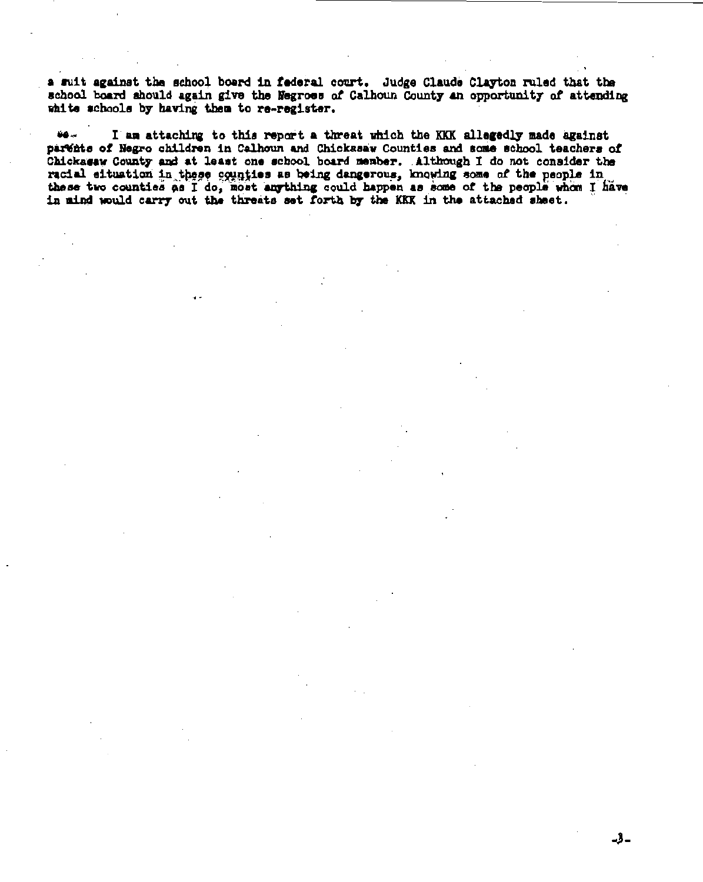a suit against the school board in federal court. Judge Claude Clayton ruled that the school board should again give the Negroes of Calhoun County an opportunity of attending white schools by having them to re-register.

I am attaching to this report a threat which the KKK allegedly made against parents of Negro children in Calhoun and Chickasaw Counties and some school teachers of Chickasaw County and at least one school board member. Although I do not consider the racial situation in these counties as being dangerous, knowing some of the people in these two counties as I do, most anything could happen as some of the people whom I have in mind would carry out the threats set forth by the KKK in the attached sheet.